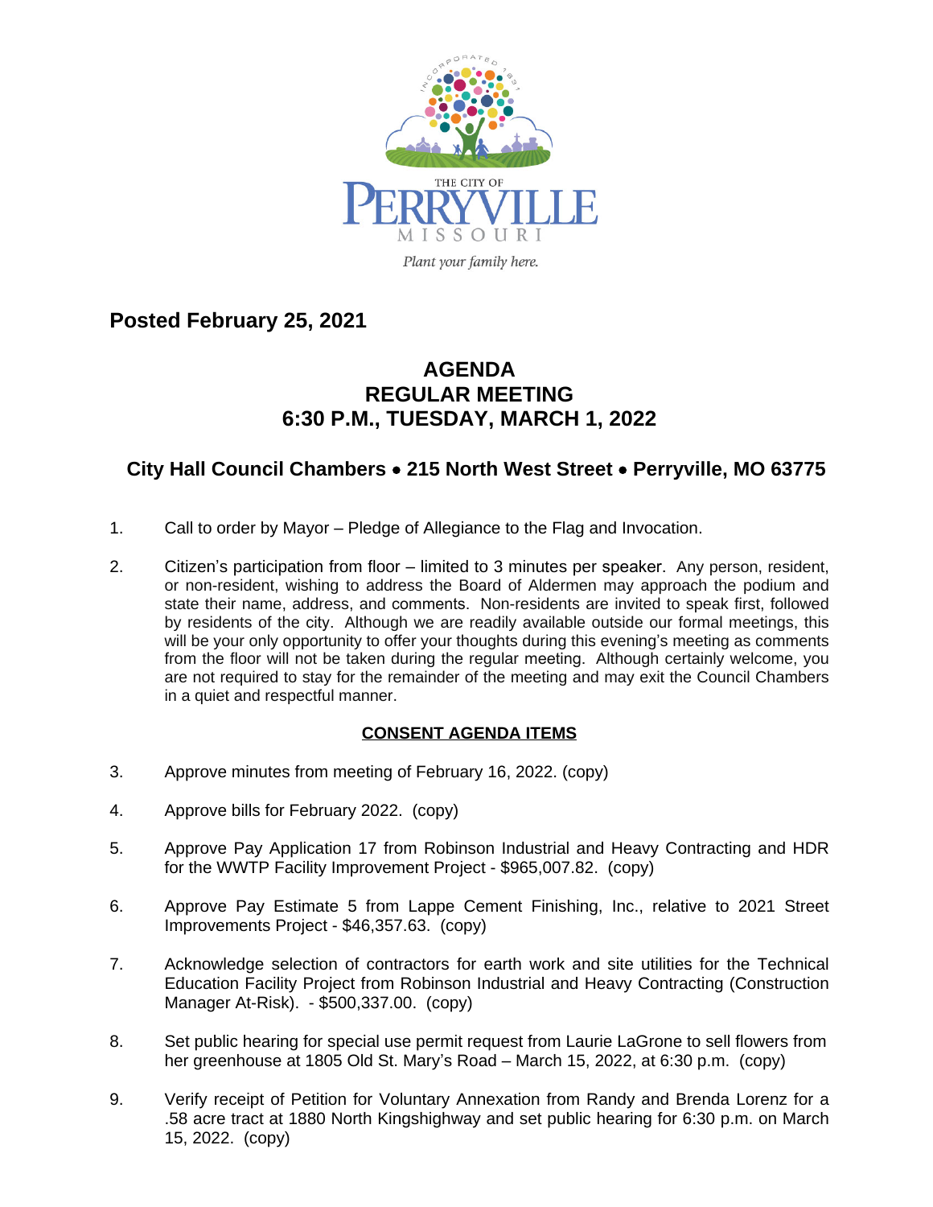THE CITY OF PERRYVILLE MISSOURI

*Plant your family here.*

**Posted February 25, 2021**

# AGENDA
# REGULAR MEETING
# 6:30 P.M., TUESDAY, MARCH 1, 2022

## City Hall Council Chambers • 215 North West Street • Perryville, MO 63775

1. Call to order by Mayor – Pledge of Allegiance to the Flag and Invocation.

2. Citizen's participation from floor – limited to 3 minutes per speaker. Any person, resident, or non-resident, wishing to address the Board of Aldermen may approach the podium and state their name, address, and comments. Non-residents are invited to speak first, followed by residents of the city. Although we are readily available outside our formal meetings, this will be your only opportunity to offer your thoughts during this evening's meeting as comments from the floor will not be taken during the regular meeting. Although certainly welcome, you are not required to stay for the remainder of the meeting and may exit the Council Chambers in a quiet and respectful manner.

**CONSENT AGENDA ITEMS**

3. Approve minutes from meeting of February 16, 2022. (copy)

4. Approve bills for February 2022. (copy)

5. Approve Pay Application 17 from Robinson Industrial and Heavy Contracting and HDR for the WWTP Facility Improvement Project - $965,007.82. (copy)

6. Approve Pay Estimate 5 from Lappe Cement Finishing, Inc., relative to 2021 Street Improvements Project - $46,357.63. (copy)

7. Acknowledge selection of contractors for earth work and site utilities for the Technical Education Facility Project from Robinson Industrial and Heavy Contracting (Construction Manager At-Risk). - $500,337.00. (copy)

8. Set public hearing for special use permit request from Laurie LaGrone to sell flowers from her greenhouse at 1805 Old St. Mary's Road – March 15, 2022, at 6:30 p.m. (copy)

9. Verify receipt of Petition for Voluntary Annexation from Randy and Brenda Lorenz for a .58 acre tract at 1880 North Kingshighway and set public hearing for 6:30 p.m. on March 15, 2022. (copy)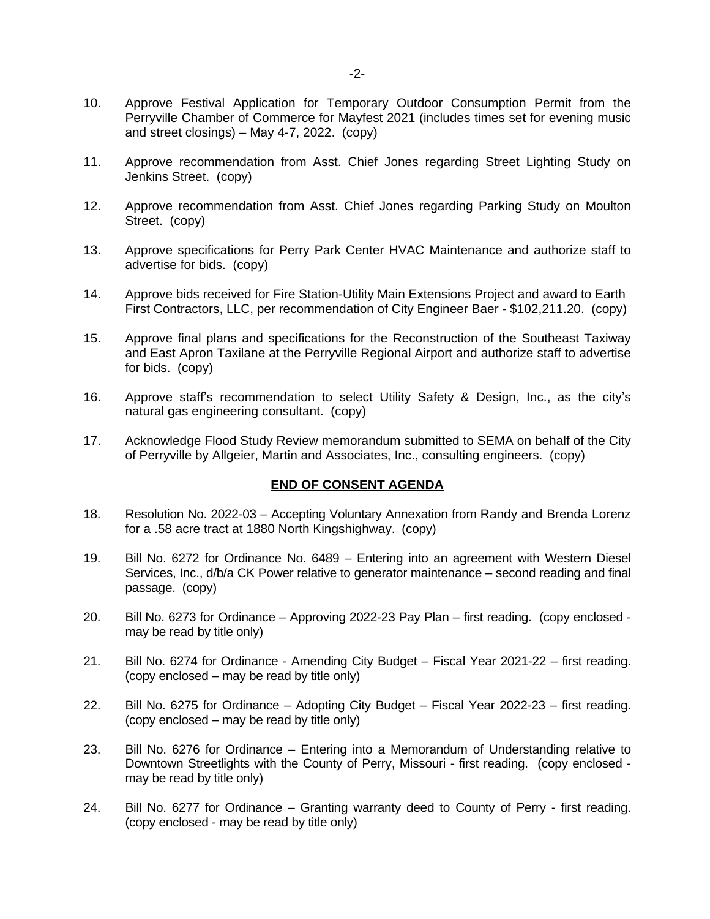10. Approve Festival Application for Temporary Outdoor Consumption Permit from the Perryville Chamber of Commerce for Mayfest 2021 (includes times set for evening music and street closings) – May 4-7, 2022. (copy)

11. Approve recommendation from Asst. Chief Jones regarding Street Lighting Study on Jenkins Street. (copy)

12. Approve recommendation from Asst. Chief Jones regarding Parking Study on Moulton Street. (copy)

13. Approve specifications for Perry Park Center HVAC Maintenance and authorize staff to advertise for bids. (copy)

14. Approve bids received for Fire Station-Utility Main Extensions Project and award to Earth First Contractors, LLC, per recommendation of City Engineer Baer - $102,211.20. (copy)

15. Approve final plans and specifications for the Reconstruction of the Southeast Taxiway and East Apron Taxilane at the Perryville Regional Airport and authorize staff to advertise for bids. (copy)

16. Approve staff's recommendation to select Utility Safety & Design, Inc., as the city's natural gas engineering consultant. (copy)

17. Acknowledge Flood Study Review memorandum submitted to SEMA on behalf of the City of Perryville by Allgeier, Martin and Associates, Inc., consulting engineers. (copy)

**END OF CONSENT AGENDA**

18. Resolution No. 2022-03 – Accepting Voluntary Annexation from Randy and Brenda Lorenz for a .58 acre tract at 1880 North Kingshighway. (copy)

19. Bill No. 6272 for Ordinance No. 6489 – Entering into an agreement with Western Diesel Services, Inc., d/b/a CK Power relative to generator maintenance – second reading and final passage. (copy)

20. Bill No. 6273 for Ordinance – Approving 2022-23 Pay Plan – first reading. (copy enclosed - may be read by title only)

21. Bill No. 6274 for Ordinance - Amending City Budget – Fiscal Year 2021-22 – first reading. (copy enclosed – may be read by title only)

22. Bill No. 6275 for Ordinance – Adopting City Budget – Fiscal Year 2022-23 – first reading. (copy enclosed – may be read by title only)

23. Bill No. 6276 for Ordinance – Entering into a Memorandum of Understanding relative to Downtown Streetlights with the County of Perry, Missouri - first reading. (copy enclosed - may be read by title only)

24. Bill No. 6277 for Ordinance – Granting warranty deed to County of Perry - first reading. (copy enclosed - may be read by title only)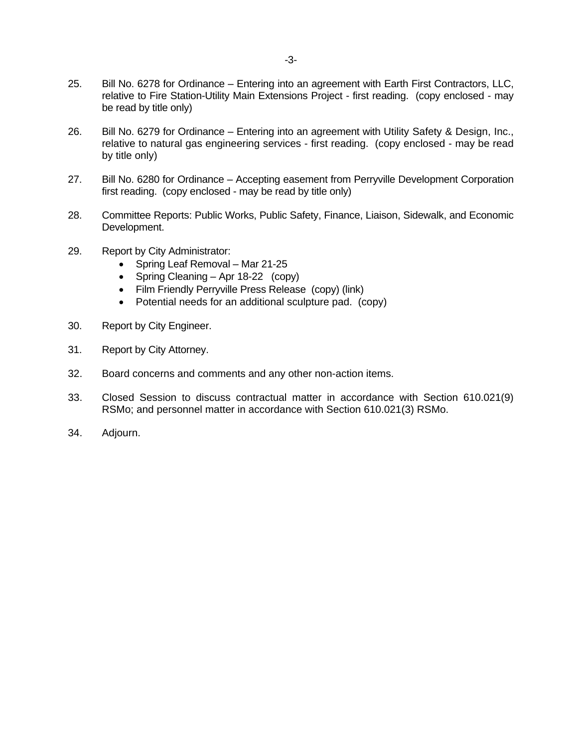25. Bill No. 6278 for Ordinance – Entering into an agreement with Earth First Contractors, LLC, relative to Fire Station-Utility Main Extensions Project - first reading. (copy enclosed - may be read by title only)

26. Bill No. 6279 for Ordinance – Entering into an agreement with Utility Safety & Design, Inc., relative to natural gas engineering services - first reading. (copy enclosed - may be read by title only)

27. Bill No. 6280 for Ordinance – Accepting easement from Perryville Development Corporation first reading. (copy enclosed - may be read by title only)

28. Committee Reports: Public Works, Public Safety, Finance, Liaison, Sidewalk, and Economic Development.

29. Report by City Administrator:
    - Spring Leaf Removal – Mar 21-25
    - Spring Cleaning – Apr 18-22 (copy)
    - Film Friendly Perryville Press Release (copy) (link)
    - Potential needs for an additional sculpture pad. (copy)

30. Report by City Engineer.

31. Report by City Attorney.

32. Board concerns and comments and any other non-action items.

33. Closed Session to discuss contractual matter in accordance with Section 610.021(9) RSMo; and personnel matter in accordance with Section 610.021(3) RSMo.

34. Adjourn.